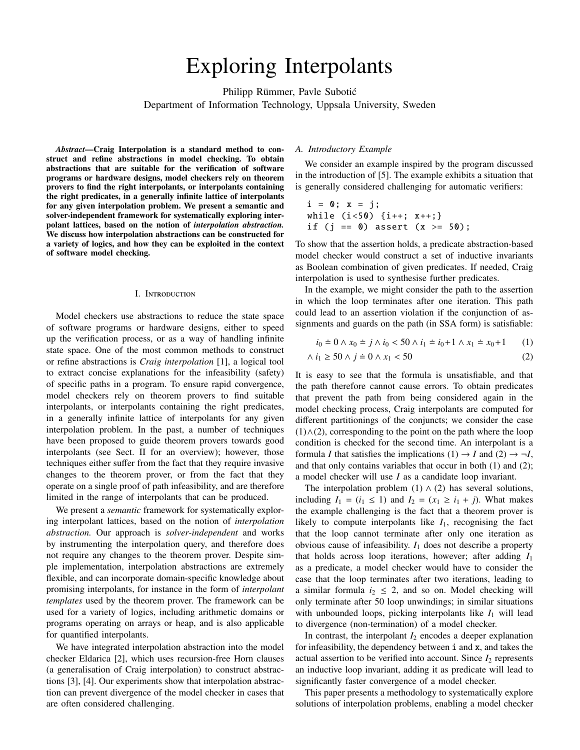# Exploring Interpolants

Philipp Rümmer, Pavle Subotić
Department of Information Technology, Uppsala University, Sweden

***Abstract*—Craig Interpolation is a standard method to construct and refine abstractions in model checking. To obtain abstractions that are suitable for the verification of software programs or hardware designs, model checkers rely on theorem provers to find the right interpolants, or interpolants containing the right predicates, in a generally infinite lattice of interpolants for any given interpolation problem. We present a semantic and solver-independent framework for systematically exploring interpolant lattices, based on the notion of *interpolation abstraction.* We discuss how interpolation abstractions can be constructed for a variety of logics, and how they can be exploited in the context of software model checking.**

## I. Introduction

Model checkers use abstractions to reduce the state space of software programs or hardware designs, either to speed up the verification process, or as a way of handling infinite state space. One of the most common methods to construct or refine abstractions is *Craig interpolation* [1], a logical tool to extract concise explanations for the infeasibility (safety) of specific paths in a program. To ensure rapid convergence, model checkers rely on theorem provers to find suitable interpolants, or interpolants containing the right predicates, in a generally infinite lattice of interpolants for any given interpolation problem. In the past, a number of techniques have been proposed to guide theorem provers towards good interpolants (see Sect. II for an overview); however, those techniques either suffer from the fact that they require invasive changes to the theorem prover, or from the fact that they operate on a single proof of path infeasibility, and are therefore limited in the range of interpolants that can be produced.

We present a *semantic* framework for systematically exploring interpolant lattices, based on the notion of *interpolation abstraction.* Our approach is *solver-independent* and works by instrumenting the interpolation query, and therefore does not require any changes to the theorem prover. Despite simple implementation, interpolation abstractions are extremely flexible, and can incorporate domain-specific knowledge about promising interpolants, for instance in the form of *interpolant templates* used by the theorem prover. The framework can be used for a variety of logics, including arithmetic domains or programs operating on arrays or heap, and is also applicable for quantified interpolants.

We have integrated interpolation abstraction into the model checker Eldarica [2], which uses recursion-free Horn clauses (a generalisation of Craig interpolation) to construct abstractions [3], [4]. Our experiments show that interpolation abstraction can prevent divergence of the model checker in cases that are often considered challenging.

### A. Introductory Example

We consider an example inspired by the program discussed in the introduction of [5]. The example exhibits a situation that is generally considered challenging for automatic verifiers:

```
i = 0; x = j;
while (i<50) {i++; x++;}
if (j == 0) assert (x >= 50);
```

To show that the assertion holds, a predicate abstraction-based model checker would construct a set of inductive invariants as Boolean combination of given predicates. If needed, Craig interpolation is used to synthesise further predicates.

In the example, we might consider the path to the assertion in which the loop terminates after one iteration. This path could lead to an assertion violation if the conjunction of assignments and guards on the path (in SSA form) is satisfiable:

$$i_0 \doteq 0 \wedge x_0 \doteq j \wedge i_0 < 50 \wedge i_1 \doteq i_0 + 1 \wedge x_1 \doteq x_0 + 1 \qquad (1)$$

$$\wedge\, i_1 \geq 50 \wedge j \doteq 0 \wedge x_1 < 50 \qquad (2)$$

It is easy to see that the formula is unsatisfiable, and that the path therefore cannot cause errors. To obtain predicates that prevent the path from being considered again in the model checking process, Craig interpolants are computed for different partitionings of the conjuncts; we consider the case $(1) \wedge (2)$, corresponding to the point on the path where the loop condition is checked for the second time. An interpolant is a formula $I$ that satisfies the implications $(1) \to I$ and $(2) \to \neg I$, and that only contains variables that occur in both (1) and (2); a model checker will use $I$ as a candidate loop invariant.

The interpolation problem $(1) \wedge (2)$ has several solutions, including $I_1 = (i_1 \leq 1)$ and $I_2 = (x_1 \geq i_1 + j)$. What makes the example challenging is the fact that a theorem prover is likely to compute interpolants like $I_1$, recognising the fact that the loop cannot terminate after only one iteration as obvious cause of infeasibility. $I_1$ does not describe a property that holds across loop iterations, however; after adding $I_1$ as a predicate, a model checker would have to consider the case that the loop terminates after two iterations, leading to a similar formula $i_2 \leq 2$, and so on. Model checking will only terminate after 50 loop unwindings; in similar situations with unbounded loops, picking interpolants like $I_1$ will lead to divergence (non-termination) of a model checker.

In contrast, the interpolant $I_2$ encodes a deeper explanation for infeasibility, the dependency between `i` and `x`, and takes the actual assertion to be verified into account. Since $I_2$ represents an inductive loop invariant, adding it as predicate will lead to significantly faster convergence of a model checker.

This paper presents a methodology to systematically explore solutions of interpolation problems, enabling a model checker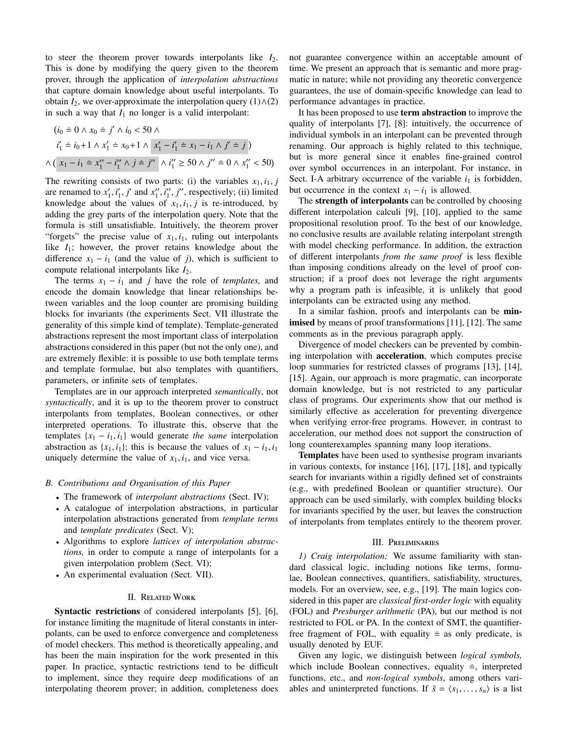to steer the theorem prover towards interpolants like $I_2$. This is done by modifying the query given to the theorem prover, through the application of *interpolation abstractions* that capture domain knowledge about useful interpolants. To obtain $I_2$, we over-approximate the interpolation query (1)∧(2) in such a way that $I_1$ no longer is a valid interpolant:

$$
\begin{aligned}
&(i_0 \doteq 0 \wedge x_0 \doteq j' \wedge i_0 < 50 \wedge \\
&\quad i_1' \doteq i_0 + 1 \wedge x_1' \doteq x_0 + 1 \wedge \boxed{x_1' - i_1' \doteq x_1 - i_1 \wedge j' \doteq j}\,) \\
&\wedge (\,\boxed{x_1 - i_1 \doteq x_1'' - i_1'' \wedge j \doteq j''} \wedge i_1'' \geq 50 \wedge j'' \doteq 0 \wedge x_1'' < 50)
\end{aligned}
$$

The rewriting consists of two parts: (i) the variables $x_1, i_1, j$ are renamed to $x_1', i_1', j'$ and $x_1'', i_1'', j''$, respectively; (ii) limited knowledge about the values of $x_1, i_1, j$ is re-introduced, by adding the grey parts of the interpolation query. Note that the formula is still unsatisfiable. Intuitively, the theorem prover "forgets" the precise value of $x_1, i_1$, ruling out interpolants like $I_1$; however, the prover retains knowledge about the difference $x_1 - i_1$ (and the value of $j$), which is sufficient to compute relational interpolants like $I_2$.

The terms $x_1 - i_1$ and $j$ have the role of *templates,* and encode the domain knowledge that linear relationships between variables and the loop counter are promising building blocks for invariants (the experiments Sect. VII illustrate the generality of this simple kind of template). Template-generated abstractions represent the most important class of interpolation abstractions considered in this paper (but not the only one), and are extremely flexible: it is possible to use both template terms and template formulae, but also templates with quantifiers, parameters, or infinite sets of templates.

Templates are in our approach interpreted *semantically*, not *syntactically*, and it is up to the theorem prover to construct interpolants from templates, Boolean connectives, or other interpreted operations. To illustrate this, observe that the templates $\{x_1 - i_1, i_1\}$ would generate *the same* interpolation abstraction as $\{x_1, i_1\}$; this is because the values of $x_1 - i_1, i_1$ uniquely determine the value of $x_1, i_1$, and vice versa.

### B. Contributions and Organisation of this Paper

- The framework of *interpolant abstractions* (Sect. IV);
- A catalogue of interpolation abstractions, in particular interpolation abstractions generated from *template terms* and *template predicates* (Sect. V);
- Algorithms to explore *lattices of interpolation abstractions,* in order to compute a range of interpolants for a given interpolation problem (Sect. VI);
- An experimental evaluation (Sect. VII).

## II. Related Work

**Syntactic restrictions** of considered interpolants [5], [6], for instance limiting the magnitude of literal constants in interpolants, can be used to enforce convergence and completeness of model checkers. This method is theoretically appealing, and has been the main inspiration for the work presented in this paper. In practice, syntactic restrictions tend to be difficult to implement, since they require deep modifications of an interpolating theorem prover; in addition, completeness does not guarantee convergence within an acceptable amount of time. We present an approach that is semantic and more pragmatic in nature; while not providing any theoretic convergence guarantees, the use of domain-specific knowledge can lead to performance advantages in practice.

It has been proposed to use **term abstraction** to improve the quality of interpolants [7], [8]: intuitively, the occurrence of individual symbols in an interpolant can be prevented through renaming. Our approach is highly related to this technique, but is more general since it enables fine-grained control over symbol occurrences in an interpolant. For instance, in Sect. I-A arbitrary occurrence of the variable $i_1$ is forbidden, but occurrence in the context $x_1 - i_1$ is allowed.

The **strength of interpolants** can be controlled by choosing different interpolation calculi [9], [10], applied to the same propositional resolution proof. To the best of our knowledge, no conclusive results are available relating interpolant strength with model checking performance. In addition, the extraction of different interpolants *from the same proof* is less flexible than imposing conditions already on the level of proof construction; if a proof does not leverage the right arguments why a program path is infeasible, it is unlikely that good interpolants can be extracted using any method.

In a similar fashion, proofs and interpolants can be **minimised** by means of proof transformations [11], [12]. The same comments as in the previous paragraph apply.

Divergence of model checkers can be prevented by combining interpolation with **acceleration**, which computes precise loop summaries for restricted classes of programs [13], [14], [15]. Again, our approach is more pragmatic, can incorporate domain knowledge, but is not restricted to any particular class of programs. Our experiments show that our method is similarly effective as acceleration for preventing divergence when verifying error-free programs. However, in contrast to acceleration, our method does not support the construction of long counterexamples spanning many loop iterations.

**Templates** have been used to synthesise program invariants in various contexts, for instance [16], [17], [18], and typically search for invariants within a rigidly defined set of constraints (e.g., with predefined Boolean or quantifier structure). Our approach can be used similarly, with complex building blocks for invariants specified by the user, but leaves the construction of interpolants from templates entirely to the theorem prover.

## III. Preliminaries

*1) Craig interpolation:* We assume familiarity with standard classical logic, including notions like terms, formulae, Boolean connectives, quantifiers, satisfiability, structures, models. For an overview, see, e.g., [19]. The main logics considered in this paper are *classical first-order logic* with equality (FOL) and *Presburger arithmetic* (PA), but our method is not restricted to FOL or PA. In the context of SMT, the quantifier-free fragment of FOL, with equality $\doteq$ as only predicate, is usually denoted by EUF.

Given any logic, we distinguish between *logical symbols,* which include Boolean connectives, equality $\doteq$, interpreted functions, etc., and *non-logical symbols*, among others variables and uninterpreted functions. If $\bar{s} = \langle s_1, \ldots, s_n \rangle$ is a list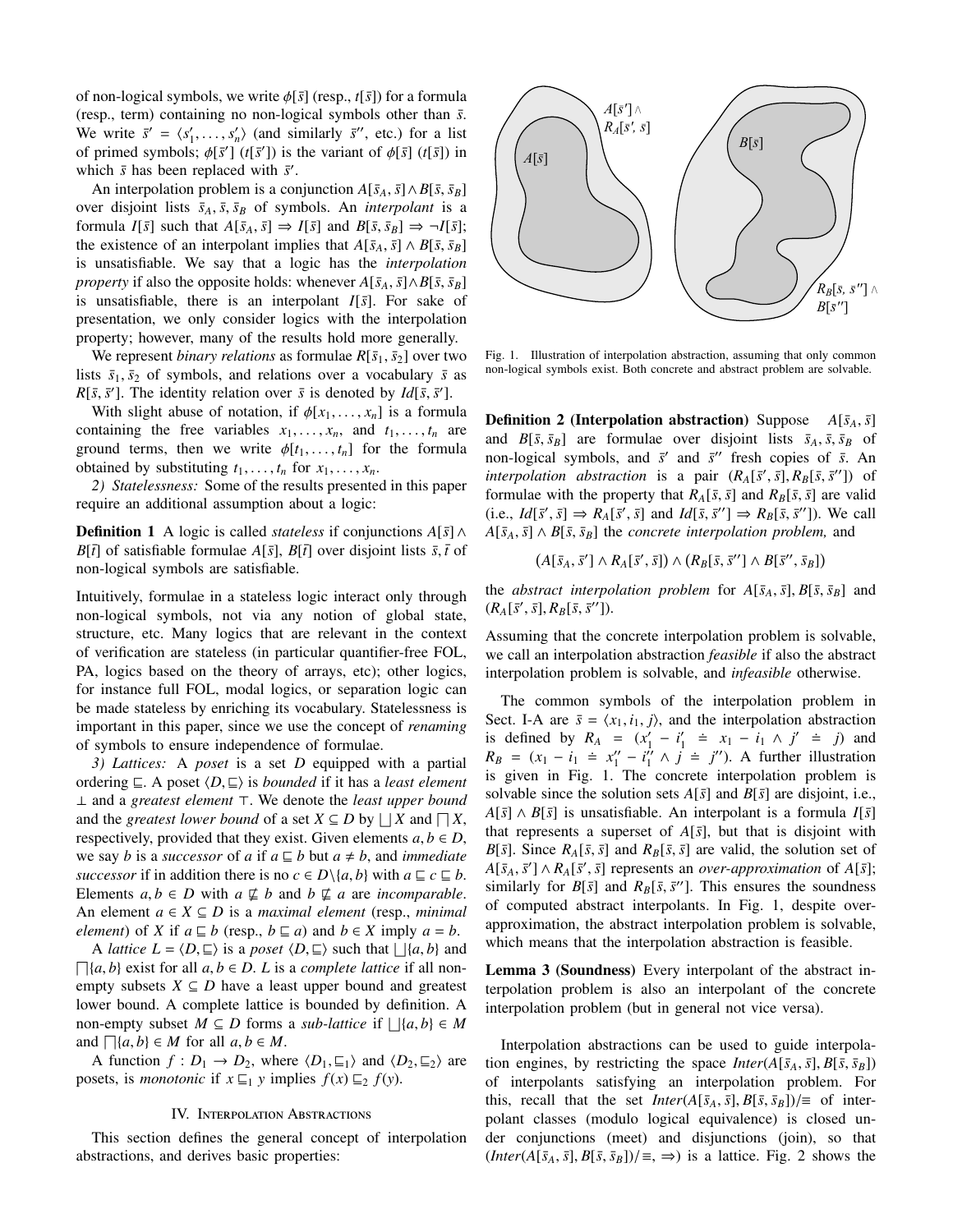of non-logical symbols, we write $\phi[\bar{s}]$ (resp., $t[\bar{s}]$) for a formula (resp., term) containing no non-logical symbols other than $\bar{s}$. We write $\bar{s}' = \langle s'_1, \ldots, s'_n \rangle$ (and similarly $\bar{s}''$, etc.) for a list of primed symbols; $\phi[\bar{s}']$ ($t[\bar{s}']$) is the variant of $\phi[\bar{s}]$ ($t[\bar{s}]$) in which $\bar{s}$ has been replaced with $\bar{s}'$.

An interpolation problem is a conjunction $A[\bar{s}_A, \bar{s}] \wedge B[\bar{s}, \bar{s}_B]$ over disjoint lists $\bar{s}_A, \bar{s}, \bar{s}_B$ of symbols. An *interpolant* is a formula $I[\bar{s}]$ such that $A[\bar{s}_A, \bar{s}] \Rightarrow I[\bar{s}]$ and $B[\bar{s}, \bar{s}_B] \Rightarrow \neg I[\bar{s}]$; the existence of an interpolant implies that $A[\bar{s}_A, \bar{s}] \wedge B[\bar{s}, \bar{s}_B]$ is unsatisfiable. We say that a logic has the *interpolation property* if also the opposite holds: whenever $A[\bar{s}_A, \bar{s}] \wedge B[\bar{s}, \bar{s}_B]$ is unsatisfiable, there is an interpolant $I[\bar{s}]$. For sake of presentation, we only consider logics with the interpolation property; however, many of the results hold more generally.

We represent *binary relations* as formulae $R[\bar{s}_1, \bar{s}_2]$ over two lists $\bar{s}_1, \bar{s}_2$ of symbols, and relations over a vocabulary $\bar{s}$ as $R[\bar{s}, \bar{s}']$. The identity relation over $\bar{s}$ is denoted by $Id[\bar{s}, \bar{s}']$.

With slight abuse of notation, if $\phi[x_1, \ldots, x_n]$ is a formula containing the free variables $x_1, \ldots, x_n$, and $t_1, \ldots, t_n$ are ground terms, then we write $\phi[t_1, \ldots, t_n]$ for the formula obtained by substituting $t_1, \ldots, t_n$ for $x_1, \ldots, x_n$.

*2) Statelessness:* Some of the results presented in this paper require an additional assumption about a logic:

**Definition 1** A logic is called *stateless* if conjunctions $A[\bar{s}] \wedge B[\bar{t}]$ of satisfiable formulae $A[\bar{s}]$, $B[\bar{t}]$ over disjoint lists $\bar{s}, \bar{t}$ of non-logical symbols are satisfiable.

Intuitively, formulae in a stateless logic interact only through non-logical symbols, not via any notion of global state, structure, etc. Many logics that are relevant in the context of verification are stateless (in particular quantifier-free FOL, PA, logics based on the theory of arrays, etc); other logics, for instance full FOL, modal logics, or separation logic can be made stateless by enriching its vocabulary. Statelessness is important in this paper, since we use the concept of *renaming* of symbols to ensure independence of formulae.

*3) Lattices:* A *poset* is a set $D$ equipped with a partial ordering $\sqsubseteq$. A poset $\langle D, \sqsubseteq \rangle$ is *bounded* if it has a *least element* $\bot$ and a *greatest element* $\top$. We denote the *least upper bound* and the *greatest lower bound* of a set $X \subseteq D$ by $\bigsqcup X$ and $\bigsqcap X$, respectively, provided that they exist. Given elements $a, b \in D$, we say $b$ is a *successor* of $a$ if $a \sqsubseteq b$ but $a \neq b$, and *immediate successor* if in addition there is no $c \in D \backslash \{a, b\}$ with $a \sqsubseteq c \sqsubseteq b$. Elements $a, b \in D$ with $a \not\sqsubseteq b$ and $b \not\sqsubseteq a$ are *incomparable*. An element $a \in X \subseteq D$ is a *maximal element* (resp., *minimal element*) of $X$ if $a \sqsubseteq b$ (resp., $b \sqsubseteq a$) and $b \in X$ imply $a = b$.

A *lattice* $L = \langle D, \sqsubseteq \rangle$ is a *poset* $\langle D, \sqsubseteq \rangle$ such that $\bigsqcup\{a, b\}$ and $\bigsqcap\{a, b\}$ exist for all $a, b \in D$. $L$ is a *complete lattice* if all non-empty subsets $X \subseteq D$ have a least upper bound and greatest lower bound. A complete lattice is bounded by definition. A non-empty subset $M \subseteq D$ forms a *sub-lattice* if $\bigsqcup\{a, b\} \in M$ and $\bigsqcap\{a, b\} \in M$ for all $a, b \in M$.

A function $f : D_1 \to D_2$, where $\langle D_1, \sqsubseteq_1 \rangle$ and $\langle D_2, \sqsubseteq_2 \rangle$ are posets, is *monotonic* if $x \sqsubseteq_1 y$ implies $f(x) \sqsubseteq_2 f(y)$.

## IV. Interpolation Abstractions

This section defines the general concept of interpolation abstractions, and derives basic properties:

Fig. 1. Illustration of interpolation abstraction, assuming that only common non-logical symbols exist. Both concrete and abstract problem are solvable.

**Definition 2 (Interpolation abstraction)** Suppose $A[\bar{s}_A, \bar{s}]$ and $B[\bar{s}, \bar{s}_B]$ are formulae over disjoint lists $\bar{s}_A, \bar{s}, \bar{s}_B$ of non-logical symbols, and $\bar{s}'$ and $\bar{s}''$ fresh copies of $\bar{s}$. An *interpolation abstraction* is a pair $(R_A[\bar{s}', \bar{s}], R_B[\bar{s}, \bar{s}''])$ of formulae with the property that $R_A[\bar{s}, \bar{s}]$ and $R_B[\bar{s}, \bar{s}]$ are valid (i.e., $Id[\bar{s}', \bar{s}] \Rightarrow R_A[\bar{s}', \bar{s}]$ and $Id[\bar{s}, \bar{s}''] \Rightarrow R_B[\bar{s}, \bar{s}'']$). We call $A[\bar{s}_A, \bar{s}] \wedge B[\bar{s}, \bar{s}_B]$ the *concrete interpolation problem,* and

$$(A[\bar{s}_A, \bar{s}'] \wedge R_A[\bar{s}', \bar{s}]) \wedge (R_B[\bar{s}, \bar{s}''] \wedge B[\bar{s}'', \bar{s}_B])$$

the *abstract interpolation problem* for $A[\bar{s}_A, \bar{s}], B[\bar{s}, \bar{s}_B]$ and $(R_A[\bar{s}', \bar{s}], R_B[\bar{s}, \bar{s}''])$.

Assuming that the concrete interpolation problem is solvable, we call an interpolation abstraction *feasible* if also the abstract interpolation problem is solvable, and *infeasible* otherwise.

The common symbols of the interpolation problem in Sect. I-A are $\bar{s} = \langle x_1, i_1, j \rangle$, and the interpolation abstraction is defined by $R_A = (x'_1 - i'_1 \doteq x_1 - i_1 \wedge j' \doteq j)$ and $R_B = (x_1 - i_1 \doteq x''_1 - i''_1 \wedge j \doteq j'')$. A further illustration is given in Fig. 1. The concrete interpolation problem is solvable since the solution sets $A[\bar{s}]$ and $B[\bar{s}]$ are disjoint, i.e., $A[\bar{s}] \wedge B[\bar{s}]$ is unsatisfiable. An interpolant is a formula $I[\bar{s}]$ that represents a superset of $A[\bar{s}]$, but that is disjoint with $B[\bar{s}]$. Since $R_A[\bar{s}, \bar{s}]$ and $R_B[\bar{s}, \bar{s}]$ are valid, the solution set of $A[\bar{s}_A, \bar{s}'] \wedge R_A[\bar{s}', \bar{s}]$ represents an *over-approximation* of $A[\bar{s}]$; similarly for $B[\bar{s}]$ and $R_B[\bar{s}, \bar{s}'']$. This ensures the soundness of computed abstract interpolants. In Fig. 1, despite over-approximation, the abstract interpolation problem is solvable, which means that the interpolation abstraction is feasible.

**Lemma 3 (Soundness)** Every interpolant of the abstract interpolation problem is also an interpolant of the concrete interpolation problem (but in general not vice versa).

Interpolation abstractions can be used to guide interpolation engines, by restricting the space $Inter(A[\bar{s}_A, \bar{s}], B[\bar{s}, \bar{s}_B])$ of interpolants satisfying an interpolation problem. For this, recall that the set $Inter(A[\bar{s}_A, \bar{s}], B[\bar{s}, \bar{s}_B])/{\equiv}$ of interpolant classes (modulo logical equivalence) is closed under conjunctions (meet) and disjunctions (join), so that $(Inter(A[\bar{s}_A, \bar{s}], B[\bar{s}, \bar{s}_B])/{\equiv}, \Rightarrow)$ is a lattice. Fig. 2 shows the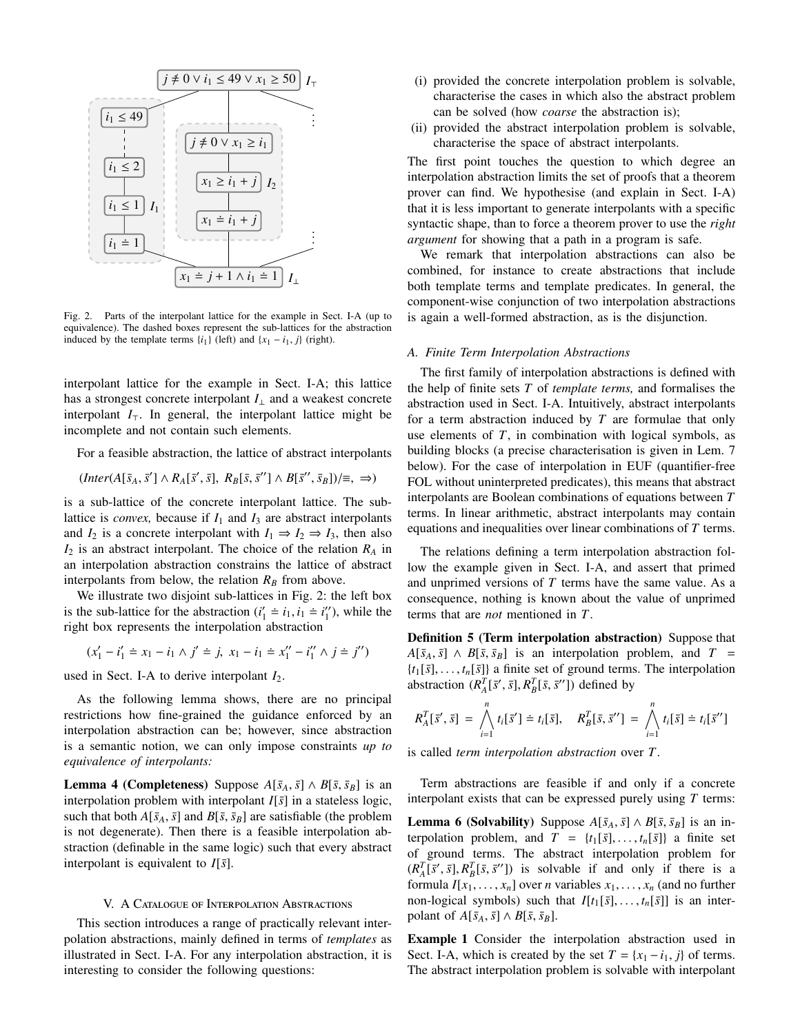Fig. 2. Parts of the interpolant lattice for the example in Sect. I-A (up to equivalence). The dashed boxes represent the sub-lattices for the abstraction induced by the template terms $\{i_1\}$ (left) and $\{x_1 - i_1, j\}$ (right).

interpolant lattice for the example in Sect. I-A; this lattice has a strongest concrete interpolant $I_\bot$ and a weakest concrete interpolant $I_\top$. In general, the interpolant lattice might be incomplete and not contain such elements.

For a feasible abstraction, the lattice of abstract interpolants

$$(\mathit{Inter}(A[\bar{s}_A, \bar{s}'] \wedge R_A[\bar{s}', \bar{s}],\ R_B[\bar{s}, \bar{s}''] \wedge B[\bar{s}'', \bar{s}_B])/{\equiv},\ \Rightarrow)$$

is a sub-lattice of the concrete interpolant lattice. The sub-lattice is *convex,* because if $I_1$ and $I_3$ are abstract interpolants and $I_2$ is a concrete interpolant with $I_1 \Rightarrow I_2 \Rightarrow I_3$, then also $I_2$ is an abstract interpolant. The choice of the relation $R_A$ in an interpolation abstraction constrains the lattice of abstract interpolants from below, the relation $R_B$ from above.

We illustrate two disjoint sub-lattices in Fig. 2: the left box is the sub-lattice for the abstraction $(i_1' \doteq i_1, i_1 \doteq i_1'')$, while the right box represents the interpolation abstraction

$$(x_1' - i_1' \doteq x_1 - i_1 \wedge j' \doteq j,\ x_1 - i_1 \doteq x_1'' - i_1'' \wedge j \doteq j'')$$

used in Sect. I-A to derive interpolant $I_2$.

As the following lemma shows, there are no principal restrictions how fine-grained the guidance enforced by an interpolation abstraction can be; however, since abstraction is a semantic notion, we can only impose constraints *up to equivalence of interpolants:*

**Lemma 4 (Completeness)** Suppose $A[\bar{s}_A, \bar{s}] \wedge B[\bar{s}, \bar{s}_B]$ is an interpolation problem with interpolant $I[\bar{s}]$ in a stateless logic, such that both $A[\bar{s}_A, \bar{s}]$ and $B[\bar{s}, \bar{s}_B]$ are satisfiable (the problem is not degenerate). Then there is a feasible interpolation abstraction (definable in the same logic) such that every abstract interpolant is equivalent to $I[\bar{s}]$.

## V. A Catalogue of Interpolation Abstractions

This section introduces a range of practically relevant interpolation abstractions, mainly defined in terms of *templates* as illustrated in Sect. I-A. For any interpolation abstraction, it is interesting to consider the following questions:

(i) provided the concrete interpolation problem is solvable, characterise the cases in which also the abstract problem can be solved (how *coarse* the abstraction is);

(ii) provided the abstract interpolation problem is solvable, characterise the space of abstract interpolants.

The first point touches the question to which degree an interpolation abstraction limits the set of proofs that a theorem prover can find. We hypothesise (and explain in Sect. I-A) that it is less important to generate interpolants with a specific syntactic shape, than to force a theorem prover to use the *right argument* for showing that a path in a program is safe.

We remark that interpolation abstractions can also be combined, for instance to create abstractions that include both template terms and template predicates. In general, the component-wise conjunction of two interpolation abstractions is again a well-formed abstraction, as is the disjunction.

### A. Finite Term Interpolation Abstractions

The first family of interpolation abstractions is defined with the help of finite sets $T$ of *template terms,* and formalises the abstraction used in Sect. I-A. Intuitively, abstract interpolants for a term abstraction induced by $T$ are formulae that only use elements of $T$, in combination with logical symbols, as building blocks (a precise characterisation is given in Lem. 7 below). For the case of interpolation in EUF (quantifier-free FOL without uninterpreted predicates), this means that abstract interpolants are Boolean combinations of equations between $T$ terms. In linear arithmetic, abstract interpolants may contain equations and inequalities over linear combinations of $T$ terms.

The relations defining a term interpolation abstraction follow the example given in Sect. I-A, and assert that primed and unprimed versions of $T$ terms have the same value. As a consequence, nothing is known about the value of unprimed terms that are *not* mentioned in $T$.

**Definition 5 (Term interpolation abstraction)** Suppose that $A[\bar{s}_A, \bar{s}] \wedge B[\bar{s}, \bar{s}_B]$ is an interpolation problem, and $T = \{t_1[\bar{s}], \ldots, t_n[\bar{s}]\}$ a finite set of ground terms. The interpolation abstraction $(R_A^T[\bar{s}', \bar{s}], R_B^T[\bar{s}, \bar{s}''])$ defined by

$$R_A^T[\bar{s}', \bar{s}] = \bigwedge_{i=1}^{n} t_i[\bar{s}'] \doteq t_i[\bar{s}], \quad R_B^T[\bar{s}, \bar{s}''] = \bigwedge_{i=1}^{n} t_i[\bar{s}] \doteq t_i[\bar{s}'']$$

is called *term interpolation abstraction* over $T$.

Term abstractions are feasible if and only if a concrete interpolant exists that can be expressed purely using $T$ terms:

**Lemma 6 (Solvability)** Suppose $A[\bar{s}_A, \bar{s}] \wedge B[\bar{s}, \bar{s}_B]$ is an interpolation problem, and $T = \{t_1[\bar{s}], \ldots, t_n[\bar{s}]\}$ a finite set of ground terms. The abstract interpolation problem for $(R_A^T[\bar{s}', \bar{s}], R_B^T[\bar{s}, \bar{s}''])$ is solvable if and only if there is a formula $I[x_1, \ldots, x_n]$ over $n$ variables $x_1, \ldots, x_n$ (and no further non-logical symbols) such that $I[t_1[\bar{s}], \ldots, t_n[\bar{s}]]$ is an interpolant of $A[\bar{s}_A, \bar{s}] \wedge B[\bar{s}, \bar{s}_B]$.

**Example 1** Consider the interpolation abstraction used in Sect. I-A, which is created by the set $T = \{x_1 - i_1, j\}$ of terms. The abstract interpolation problem is solvable with interpolant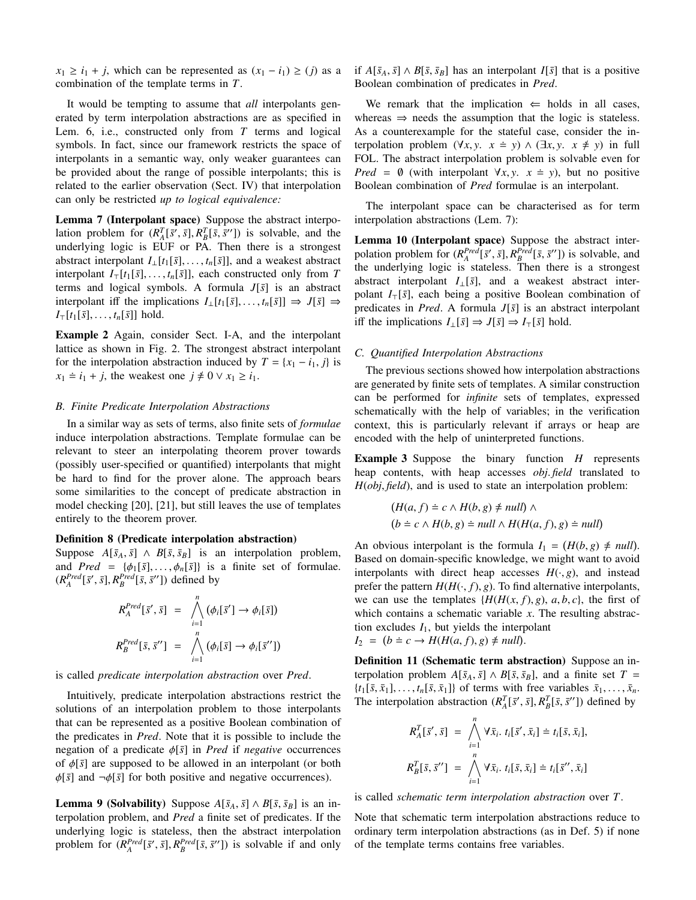$x_1 \geq i_1 + j$, which can be represented as $(x_1 - i_1) \geq (j)$ as a combination of the template terms in $T$.

It would be tempting to assume that *all* interpolants generated by term interpolation abstractions are as specified in Lem. 6, i.e., constructed only from $T$ terms and logical symbols. In fact, since our framework restricts the space of interpolants in a semantic way, only weaker guarantees can be provided about the range of possible interpolants; this is related to the earlier observation (Sect. IV) that interpolation can only be restricted *up to logical equivalence:*

**Lemma 7 (Interpolant space)** Suppose the abstract interpolation problem for $(R_A^T[\bar{s}', \bar{s}], R_B^T[\bar{s}, \bar{s}''])$ is solvable, and the underlying logic is EUF or PA. Then there is a strongest abstract interpolant $I_\bot[t_1[\bar{s}], \ldots, t_n[\bar{s}]]$, and a weakest abstract interpolant $I_\top[t_1[\bar{s}], \ldots, t_n[\bar{s}]]$, each constructed only from $T$ terms and logical symbols. A formula $J[\bar{s}]$ is an abstract interpolant iff the implications $I_\bot[t_1[\bar{s}], \ldots, t_n[\bar{s}]] \Rightarrow J[\bar{s}] \Rightarrow I_\top[t_1[\bar{s}], \ldots, t_n[\bar{s}]]$ hold.

**Example 2** Again, consider Sect. I-A, and the interpolant lattice as shown in Fig. 2. The strongest abstract interpolant for the interpolation abstraction induced by $T = \{x_1 - i_1, j\}$ is $x_1 \doteq i_1 + j$, the weakest one $j \not\doteq 0 \vee x_1 \geq i_1$.

### B. Finite Predicate Interpolation Abstractions

In a similar way as sets of terms, also finite sets of *formulae* induce interpolation abstractions. Template formulae can be relevant to steer an interpolating theorem prover towards (possibly user-specified or quantified) interpolants that might be hard to find for the prover alone. The approach bears some similarities to the concept of predicate abstraction in model checking [20], [21], but still leaves the use of templates entirely to the theorem prover.

**Definition 8 (Predicate interpolation abstraction)** Suppose $A[\bar{s}_A, \bar{s}] \wedge B[\bar{s}, \bar{s}_B]$ is an interpolation problem, and $Pred = \{\phi_1[\bar{s}], \ldots, \phi_n[\bar{s}]\}$ is a finite set of formulae. $(R_A^{Pred}[\bar{s}', \bar{s}], R_B^{Pred}[\bar{s}, \bar{s}''])$ defined by

$$R_A^{Pred}[\bar{s}', \bar{s}] \;=\; \bigwedge_{i=1}^{n} (\phi_i[\bar{s}'] \to \phi_i[\bar{s}])$$

$$R_B^{Pred}[\bar{s}, \bar{s}''] \;=\; \bigwedge_{i=1}^{n} (\phi_i[\bar{s}] \to \phi_i[\bar{s}''])$$

is called *predicate interpolation abstraction* over *Pred*.

Intuitively, predicate interpolation abstractions restrict the solutions of an interpolation problem to those interpolants that can be represented as a positive Boolean combination of the predicates in *Pred*. Note that it is possible to include the negation of a predicate $\phi[\bar{s}]$ in *Pred* if *negative* occurrences of $\phi[\bar{s}]$ are supposed to be allowed in an interpolant (or both $\phi[\bar{s}]$ and $\neg\phi[\bar{s}]$ for both positive and negative occurrences).

**Lemma 9 (Solvability)** Suppose $A[\bar{s}_A, \bar{s}] \wedge B[\bar{s}, \bar{s}_B]$ is an interpolation problem, and *Pred* a finite set of predicates. If the underlying logic is stateless, then the abstract interpolation problem for $(R_A^{Pred}[\bar{s}', \bar{s}], R_B^{Pred}[\bar{s}, \bar{s}''])$ is solvable if and only if $A[\bar{s}_A, \bar{s}] \wedge B[\bar{s}, \bar{s}_B]$ has an interpolant $I[\bar{s}]$ that is a positive Boolean combination of predicates in *Pred*.

We remark that the implication $\Leftarrow$ holds in all cases, whereas $\Rightarrow$ needs the assumption that the logic is stateless. As a counterexample for the stateful case, consider the interpolation problem $(\forall x, y.\; x \doteq y) \wedge (\exists x, y.\; x \not\doteq y)$ in full FOL. The abstract interpolation problem is solvable even for $Pred = \emptyset$ (with interpolant $\forall x, y.\; x \doteq y$), but no positive Boolean combination of *Pred* formulae is an interpolant.

The interpolant space can be characterised as for term interpolation abstractions (Lem. 7):

**Lemma 10 (Interpolant space)** Suppose the abstract interpolation problem for $(R_A^{Pred}[\bar{s}', \bar{s}], R_B^{Pred}[\bar{s}, \bar{s}''])$ is solvable, and the underlying logic is stateless. Then there is a strongest abstract interpolant $I_\bot[\bar{s}]$, and a weakest abstract interpolant $I_\top[\bar{s}]$, each being a positive Boolean combination of predicates in *Pred*. A formula $J[\bar{s}]$ is an abstract interpolant iff the implications $I_\bot[\bar{s}] \Rightarrow J[\bar{s}] \Rightarrow I_\top[\bar{s}]$ hold.

### C. Quantified Interpolation Abstractions

The previous sections showed how interpolation abstractions are generated by finite sets of templates. A similar construction can be performed for *infinite* sets of templates, expressed schematically with the help of variables; in the verification context, this is particularly relevant if arrays or heap are encoded with the help of uninterpreted functions.

**Example 3** Suppose the binary function $H$ represents heap contents, with heap accesses *obj.field* translated to $H(obj, field)$, and is used to state an interpolation problem:

$$(H(a, f) \doteq c \wedge H(b, g) \not\doteq null) \wedge$$
$$(b \doteq c \wedge H(b, g) \doteq null \wedge H(H(a, f), g) \doteq null)$$

An obvious interpolant is the formula $I_1 = (H(b, g) \not\doteq null)$. Based on domain-specific knowledge, we might want to avoid interpolants with direct heap accesses $H(\cdot, g)$, and instead prefer the pattern $H(H(\cdot, f), g)$. To find alternative interpolants, we can use the templates $\{H(H(x, f), g), a, b, c\}$, the first of which contains a schematic variable $x$. The resulting abstraction excludes $I_1$, but yields the interpolant $I_2 \;=\; (b \doteq c \to H(H(a, f), g) \not\doteq null)$.

**Definition 11 (Schematic term abstraction)** Suppose an interpolation problem $A[\bar{s}_A, \bar{s}] \wedge B[\bar{s}, \bar{s}_B]$, and a finite set $T = \{t_1[\bar{s}, \bar{x}_1], \ldots, t_n[\bar{s}, \bar{x}_1]\}$ of terms with free variables $\bar{x}_1, \ldots, \bar{x}_n$. The interpolation abstraction $(R_A^T[\bar{s}', \bar{s}], R_B^T[\bar{s}, \bar{s}''])$ defined by

$$R_A^T[\bar{s}', \bar{s}] \;=\; \bigwedge_{i=1}^{n} \forall \bar{x}_i.\; t_i[\bar{s}', \bar{x}_i] \doteq t_i[\bar{s}, \bar{x}_i],$$

$$R_B^T[\bar{s}, \bar{s}''] \;=\; \bigwedge_{i=1}^{n} \forall \bar{x}_i.\; t_i[\bar{s}, \bar{x}_i] \doteq t_i[\bar{s}'', \bar{x}_i]$$

is called *schematic term interpolation abstraction* over $T$.

Note that schematic term interpolation abstractions reduce to ordinary term interpolation abstractions (as in Def. 5) if none of the template terms contains free variables.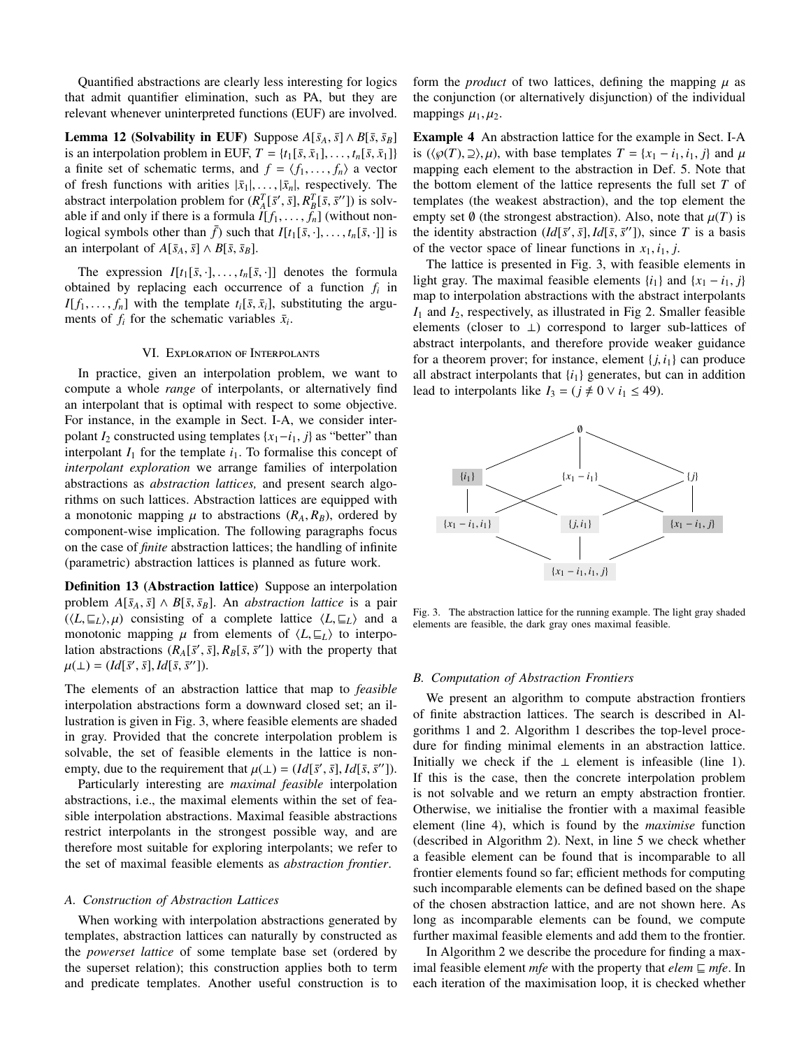Quantified abstractions are clearly less interesting for logics that admit quantifier elimination, such as PA, but they are relevant whenever uninterpreted functions (EUF) are involved.

**Lemma 12 (Solvability in EUF)** Suppose $A[\bar{s}_A, \bar{s}] \wedge B[\bar{s}, \bar{s}_B]$ is an interpolation problem in EUF, $T = \{t_1[\bar{s}, \bar{x}_1], \ldots, t_n[\bar{s}, \bar{x}_1]\}$ a finite set of schematic terms, and $f = \langle f_1, \ldots, f_n \rangle$ a vector of fresh functions with arities $|\bar{x}_1|, \ldots, |\bar{x}_n|$, respectively. The abstract interpolation problem for $(R_A^T[\bar{s}', \bar{s}], R_B^T[\bar{s}, \bar{s}''])$ is solvable if and only if there is a formula $I[f_1, \ldots, f_n]$ (without non-logical symbols other than $\bar{f}$) such that $I[t_1[\bar{s}, \cdot], \ldots, t_n[\bar{s}, \cdot]]$ is an interpolant of $A[\bar{s}_A, \bar{s}] \wedge B[\bar{s}, \bar{s}_B]$.

The expression $I[t_1[\bar{s}, \cdot], \ldots, t_n[\bar{s}, \cdot]]$ denotes the formula obtained by replacing each occurrence of a function $f_i$ in $I[f_1, \ldots, f_n]$ with the template $t_i[\bar{s}, \bar{x}_i]$, substituting the arguments of $f_i$ for the schematic variables $\bar{x}_i$.

## VI. Exploration of Interpolants

In practice, given an interpolation problem, we want to compute a whole *range* of interpolants, or alternatively find an interpolant that is optimal with respect to some objective. For instance, in the example in Sect. I-A, we consider interpolant $I_2$ constructed using templates $\{x_1 - i_1, j\}$ as "better" than interpolant $I_1$ for the template $i_1$. To formalise this concept of *interpolant exploration* we arrange families of interpolation abstractions as *abstraction lattices,* and present search algorithms on such lattices. Abstraction lattices are equipped with a monotonic mapping $\mu$ to abstractions $(R_A, R_B)$, ordered by component-wise implication. The following paragraphs focus on the case of *finite* abstraction lattices; the handling of infinite (parametric) abstraction lattices is planned as future work.

**Definition 13 (Abstraction lattice)** Suppose an interpolation problem $A[\bar{s}_A, \bar{s}] \wedge B[\bar{s}, \bar{s}_B]$. An *abstraction lattice* is a pair $(\langle L, \sqsubseteq_L \rangle, \mu)$ consisting of a complete lattice $\langle L, \sqsubseteq_L \rangle$ and a monotonic mapping $\mu$ from elements of $\langle L, \sqsubseteq_L \rangle$ to interpolation abstractions $(R_A[\bar{s}', \bar{s}], R_B[\bar{s}, \bar{s}''])$ with the property that $\mu(\bot) = (Id[\bar{s}', \bar{s}], Id[\bar{s}, \bar{s}''])$.

The elements of an abstraction lattice that map to *feasible* interpolation abstractions form a downward closed set; an illustration is given in Fig. 3, where feasible elements are shaded in gray. Provided that the concrete interpolation problem is solvable, the set of feasible elements in the lattice is non-empty, due to the requirement that $\mu(\bot) = (Id[\bar{s}', \bar{s}], Id[\bar{s}, \bar{s}''])$.

Particularly interesting are *maximal feasible* interpolation abstractions, i.e., the maximal elements within the set of feasible interpolation abstractions. Maximal feasible abstractions restrict interpolants in the strongest possible way, and are therefore most suitable for exploring interpolants; we refer to the set of maximal feasible elements as *abstraction frontier*.

### A. Construction of Abstraction Lattices

When working with interpolation abstractions generated by templates, abstraction lattices can naturally by constructed as the *powerset lattice* of some template base set (ordered by the superset relation); this construction applies both to term and predicate templates. Another useful construction is to form the *product* of two lattices, defining the mapping $\mu$ as the conjunction (or alternatively disjunction) of the individual mappings $\mu_1, \mu_2$.

**Example 4** An abstraction lattice for the example in Sect. I-A is $(\langle \wp(T), \supseteq \rangle, \mu)$, with base templates $T = \{x_1 - i_1, i_1, j\}$ and $\mu$ mapping each element to the abstraction in Def. 5. Note that the bottom element of the lattice represents the full set $T$ of templates (the weakest abstraction), and the top element the empty set $\emptyset$ (the strongest abstraction). Also, note that $\mu(T)$ is the identity abstraction $(Id[\bar{s}', \bar{s}], Id[\bar{s}, \bar{s}''])$, since $T$ is a basis of the vector space of linear functions in $x_1, i_1, j$.

The lattice is presented in Fig. 3, with feasible elements in light gray. The maximal feasible elements $\{i_1\}$ and $\{x_1 - i_1, j\}$ map to interpolation abstractions with the abstract interpolants $I_1$ and $I_2$, respectively, as illustrated in Fig 2. Smaller feasible elements (closer to $\bot$) correspond to larger sub-lattices of abstract interpolants, and therefore provide weaker guidance for a theorem prover; for instance, element $\{j, i_1\}$ can produce all abstract interpolants that $\{i_1\}$ generates, but can in addition lead to interpolants like $I_3 = (j \not\equiv 0 \vee i_1 \leq 49)$.

Fig. 3. The abstraction lattice for the running example. The light gray shaded elements are feasible, the dark gray ones maximal feasible.

### B. Computation of Abstraction Frontiers

We present an algorithm to compute abstraction frontiers of finite abstraction lattices. The search is described in Algorithms 1 and 2. Algorithm 1 describes the top-level procedure for finding minimal elements in an abstraction lattice. Initially we check if the $\bot$ element is infeasible (line 1). If this is the case, then the concrete interpolation problem is not solvable and we return an empty abstraction frontier. Otherwise, we initialise the frontier with a maximal feasible element (line 4), which is found by the *maximise* function (described in Algorithm 2). Next, in line 5 we check whether a feasible element can be found that is incomparable to all frontier elements found so far; efficient methods for computing such incomparable elements can be defined based on the shape of the chosen abstraction lattice, and are not shown here. As long as incomparable elements can be found, we compute further maximal feasible elements and add them to the frontier.

In Algorithm 2 we describe the procedure for finding a maximal feasible element *mfe* with the property that *elem* $\sqsubseteq$ *mfe*. In each iteration of the maximisation loop, it is checked whether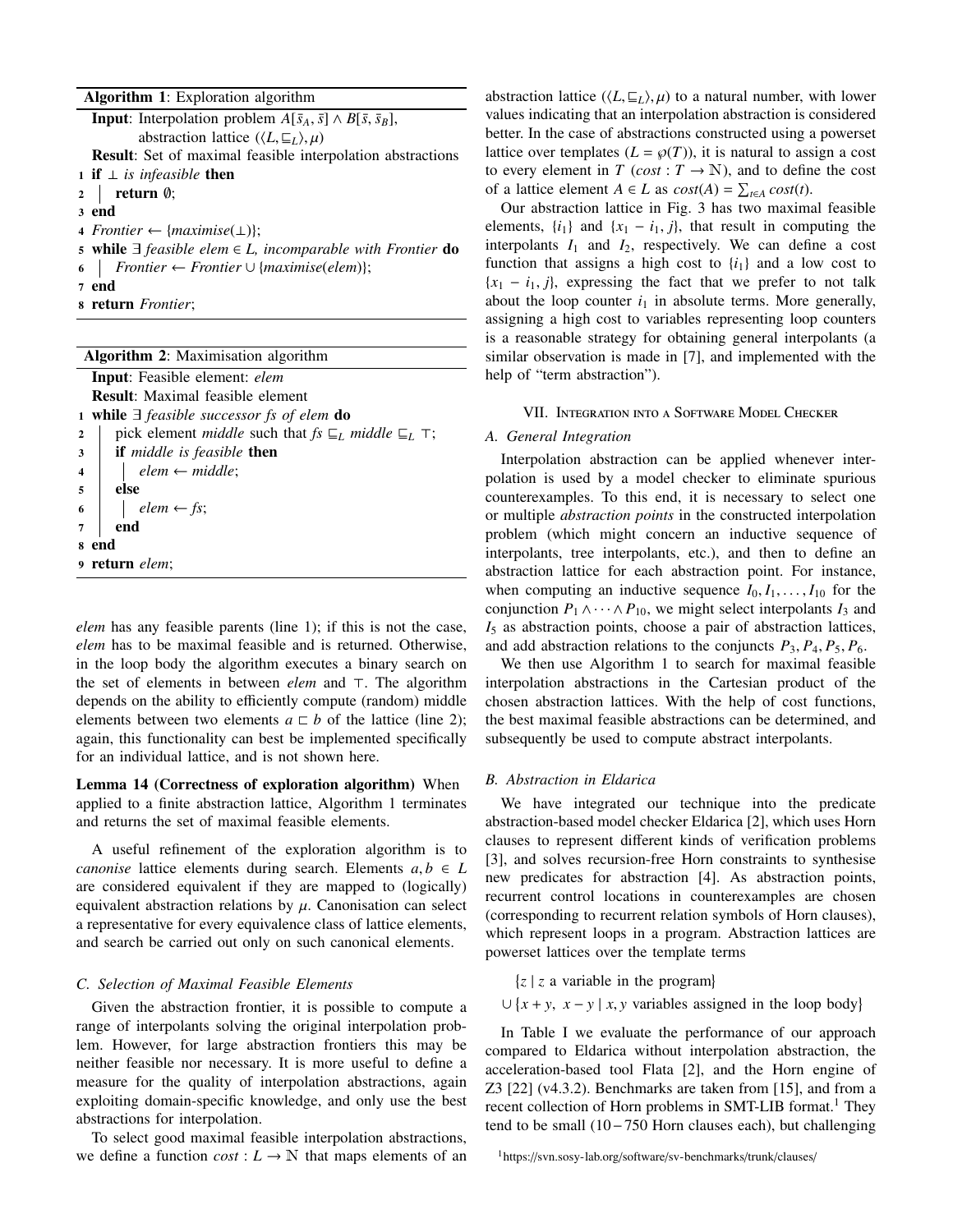**Algorithm 1**: Exploration algorithm

```
Input: Interpolation problem A[s̄_A, s̄] ∧ B[s̄, s̄_B],
       abstraction lattice (⟨L, ⊑_L⟩, μ)
Result: Set of maximal feasible interpolation abstractions
1 if ⊥ is infeasible then
2 |  return ∅;
3 end
4 Frontier ← {maximise(⊥)};
5 while ∃ feasible elem ∈ L, incomparable with Frontier do
6 |  Frontier ← Frontier ∪ {maximise(elem)};
7 end
8 return Frontier;
```

**Algorithm 2**: Maximisation algorithm

```
Input: Feasible element: elem
Result: Maximal feasible element
1 while ∃ feasible successor fs of elem do
2 |  pick element middle such that fs ⊑_L middle ⊑_L ⊤;
3 |  if middle is feasible then
4 |  |  elem ← middle;
5 |  else
6 |  |  elem ← fs;
7 |  end
8 end
9 return elem;
```

*elem* has any feasible parents (line 1); if this is not the case, *elem* has to be maximal feasible and is returned. Otherwise, in the loop body the algorithm executes a binary search on the set of elements in between *elem* and $\top$. The algorithm depends on the ability to efficiently compute (random) middle elements between two elements $a \sqsubset b$ of the lattice (line 2); again, this functionality can best be implemented specifically for an individual lattice, and is not shown here.

**Lemma 14 (Correctness of exploration algorithm)** When applied to a finite abstraction lattice, Algorithm 1 terminates and returns the set of maximal feasible elements.

A useful refinement of the exploration algorithm is to *canonise* lattice elements during search. Elements $a, b \in L$ are considered equivalent if they are mapped to (logically) equivalent abstraction relations by $\mu$. Canonisation can select a representative for every equivalence class of lattice elements, and search be carried out only on such canonical elements.

### C. Selection of Maximal Feasible Elements

Given the abstraction frontier, it is possible to compute a range of interpolants solving the original interpolation problem. However, for large abstraction frontiers this may be neither feasible nor necessary. It is more useful to define a measure for the quality of interpolation abstractions, again exploiting domain-specific knowledge, and only use the best abstractions for interpolation.

To select good maximal feasible interpolation abstractions, we define a function $cost : L \to \mathbb{N}$ that maps elements of an abstraction lattice $(\langle L, \sqsubseteq_L \rangle, \mu)$ to a natural number, with lower values indicating that an interpolation abstraction is considered better. In the case of abstractions constructed using a powerset lattice over templates ($L = \wp(T)$), it is natural to assign a cost to every element in $T$ ($cost : T \to \mathbb{N}$), and to define the cost of a lattice element $A \in L$ as $cost(A) = \sum_{t \in A} cost(t)$.

Our abstraction lattice in Fig. 3 has two maximal feasible elements, $\{i_1\}$ and $\{x_1 - i_1, j\}$, that result in computing the interpolants $I_1$ and $I_2$, respectively. We can define a cost function that assigns a high cost to $\{i_1\}$ and a low cost to $\{x_1 - i_1, j\}$, expressing the fact that we prefer to not talk about the loop counter $i_1$ in absolute terms. More generally, assigning a high cost to variables representing loop counters is a reasonable strategy for obtaining general interpolants (a similar observation is made in [7], and implemented with the help of "term abstraction").

## VII. Integration into a Software Model Checker

### A. General Integration

Interpolation abstraction can be applied whenever interpolation is used by a model checker to eliminate spurious counterexamples. To this end, it is necessary to select one or multiple *abstraction points* in the constructed interpolation problem (which might concern an inductive sequence of interpolants, tree interpolants, etc.), and then to define an abstraction lattice for each abstraction point. For instance, when computing an inductive sequence $I_0, I_1, \ldots, I_{10}$ for the conjunction $P_1 \wedge \cdots \wedge P_{10}$, we might select interpolants $I_3$ and $I_5$ as abstraction points, choose a pair of abstraction lattices, and add abstraction relations to the conjuncts $P_3, P_4, P_5, P_6$.

We then use Algorithm 1 to search for maximal feasible interpolation abstractions in the Cartesian product of the chosen abstraction lattices. With the help of cost functions, the best maximal feasible abstractions can be determined, and subsequently be used to compute abstract interpolants.

### B. Abstraction in Eldarica

We have integrated our technique into the predicate abstraction-based model checker Eldarica [2], which uses Horn clauses to represent different kinds of verification problems [3], and solves recursion-free Horn constraints to synthesise new predicates for abstraction [4]. As abstraction points, recurrent control locations in counterexamples are chosen (corresponding to recurrent relation symbols of Horn clauses), which represent loops in a program. Abstraction lattices are powerset lattices over the template terms

$$\{z \mid z \text{ a variable in the program}\}$$
$$\cup \{x + y,\ x - y \mid x, y \text{ variables assigned in the loop body}\}$$

In Table I we evaluate the performance of our approach compared to Eldarica without interpolation abstraction, the acceleration-based tool Flata [2], and the Horn engine of Z3 [22] (v4.3.2). Benchmarks are taken from [15], and from a recent collection of Horn problems in SMT-LIB format.[1] They tend to be small (10 − 750 Horn clauses each), but challenging

[1] https://svn.sosy-lab.org/software/sv-benchmarks/trunk/clauses/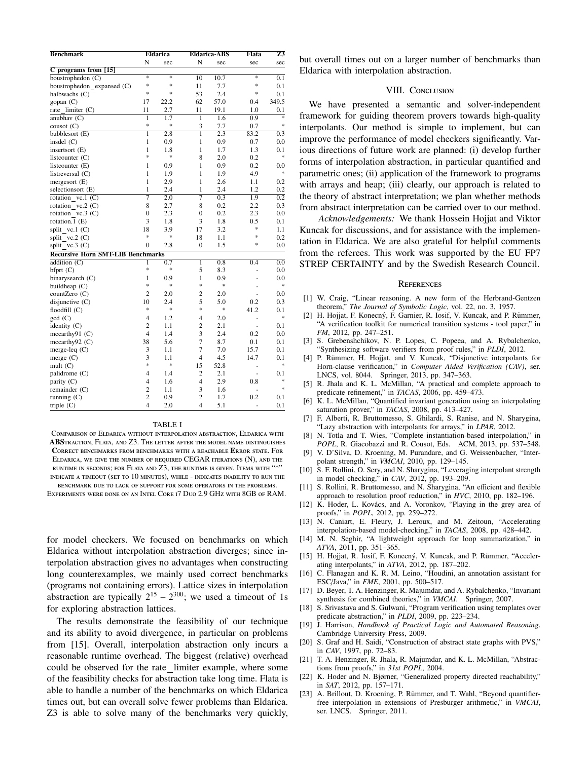| Benchmark | Eldarica | | Eldarica-ABS | | Flata | Z3 |
|---|---|---|---|---|---|---|
| | N | sec | N | sec | sec | sec |
| **C programs from [15]** | | | | | | |
| boustrophedon (C) | * | * | 10 | 10.7 | * | 0.1 |
| boustrophedon_expansed (C) | * | * | 11 | 7.7 | * | 0.1 |
| halbwachs (C) | * | * | 53 | 2.4 | * | 0.1 |
| gopan (C) | 17 | 22.2 | 62 | 57.0 | 0.4 | 349.5 |
| rate_limiter (C) | 11 | 2.7 | 11 | 19.1 | 1.0 | 0.1 |
| anubhav (C) | 1 | 1.7 | 1 | 1.6 | 0.9 | * |
| cousot (C) | * | * | 3 | 7.7 | 0.7 | * |
| bubblesort (E) | 1 | 2.8 | 1 | 2.3 | 83.2 | 0.3 |
| insdel (C) | 1 | 0.9 | 1 | 0.9 | 0.7 | 0.0 |
| insertsort (E) | 1 | 1.8 | 1 | 1.7 | 1.3 | 0.1 |
| listcounter (C) | * | * | 8 | 2.0 | 0.2 | * |
| listcounter (E) | 1 | 0.9 | 1 | 0.9 | 0.2 | 0.0 |
| listreversal (C) | 1 | 1.9 | 1 | 1.9 | 4.9 | * |
| mergesort (E) | 1 | 2.9 | 1 | 2.6 | 1.1 | 0.2 |
| selectionsort (E) | 1 | 2.4 | 1 | 2.4 | 1.2 | 0.2 |
| rotation_vc.1 (C) | 7 | 2.0 | 7 | 0.3 | 1.9 | 0.2 |
| rotation_vc.2 (C) | 8 | 2.7 | 8 | 0.2 | 2.2 | 0.3 |
| rotation_vc.3 (C) | 0 | 2.3 | 0 | 0.2 | 2.3 | 0.0 |
| rotation.1 (E) | 3 | 1.8 | 3 | 1.8 | 0.5 | 0.1 |
| split_vc.1 (C) | 18 | 3.9 | 17 | 3.2 | * | 1.1 |
| split_vc.2 (C) | * | * | 18 | 1.1 | * | 0.2 |
| split_vc.3 (C) | 0 | 2.8 | 0 | 1.5 | * | 0.0 |
| **Recursive Horn SMT-LIB Benchmarks** | | | | | | |
| addition (C) | 1 | 0.7 | 1 | 0.8 | 0.4 | 0.0 |
| bfprt (C) | * | * | 5 | 8.3 | - | 0.0 |
| binarysearch (C) | 1 | 0.9 | 1 | 0.9 | - | 0.0 |
| buildheap (C) | * | * | * | * | - | * |
| countZero (C) | 2 | 2.0 | 2 | 2.0 | - | 0.0 |
| disjunctive (C) | 10 | 2.4 | 5 | 5.0 | 0.2 | 0.3 |
| floodfill (C) | * | * | * | * | 41.2 | 0.1 |
| gcd (C) | 4 | 1.2 | 4 | 2.0 | - | * |
| identity (C) | 2 | 1.1 | 2 | 2.1 | - | 0.1 |
| mccarthy91 (C) | 4 | 1.4 | 3 | 2.4 | 0.2 | 0.0 |
| mccarthy92 (C) | 38 | 5.6 | 7 | 8.7 | 0.1 | 0.1 |
| merge-leq (C) | 3 | 1.1 | 7 | 7.0 | 15.7 | 0.1 |
| merge (C) | 3 | 1.1 | 4 | 4.5 | 14.7 | 0.1 |
| mult (C) | * | * | 15 | 52.8 | - | * |
| palidrome (C) | 4 | 1.4 | 2 | 2.1 | - | 0.1 |
| parity (C) | 4 | 1.6 | 4 | 2.9 | 0.8 | * |
| remainder (C) | 2 | 1.1 | 3 | 1.6 | - | * |
| running (C) | 2 | 0.9 | 2 | 1.7 | 0.2 | 0.1 |
| triple (C) | 4 | 2.0 | 4 | 5.1 | - | 0.1 |

TABLE I

Comparison of Eldarica without interpolation abstraction, Eldarica with **ABS**traction, Flata, and Z3. The letter after the model name distinguishes **C**orrect benchmarks from benchmarks with a reachable **E**rror state. For Eldarica, we give the number of required CEGAR iterations (N), and the runtime in seconds; for Flata and Z3, the runtime is given. Items with "*" indicate a timeout (set to 10 minutes), while - indicates inability to run the benchmark due to lack of support for some operators in the problems. Experiments were done on an Intel Core i7 Duo 2.9 GHz with 8GB of RAM.

for model checkers. We focused on benchmarks on which Eldarica without interpolation abstraction diverges; since interpolation abstraction gives no advantages when constructing long counterexamples, we mainly used correct benchmarks (programs not containing errors). Lattice sizes in interpolation abstraction are typically $2^{15} - 2^{300}$; we used a timeout of 1s for exploring abstraction lattices.

The results demonstrate the feasibility of our technique and its ability to avoid divergence, in particular on problems from [15]. Overall, interpolation abstraction only incurs a reasonable runtime overhead. The biggest (relative) overhead could be observed for the rate_limiter example, where some of the feasibility checks for abstraction take long time. Flata is able to handle a number of the benchmarks on which Eldarica times out, but can overall solve fewer problems than Eldarica. Z3 is able to solve many of the benchmarks very quickly, but overall times out on a larger number of benchmarks than Eldarica with interpolation abstraction.

## VIII. Conclusion

We have presented a semantic and solver-independent framework for guiding theorem provers towards high-quality interpolants. Our method is simple to implement, but can improve the performance of model checkers significantly. Various directions of future work are planned: (i) develop further forms of interpolation abstraction, in particular quantified and parametric ones; (ii) application of the framework to programs with arrays and heap; (iii) clearly, our approach is related to the theory of abstract interpretation; we plan whether methods from abstract interpretation can be carried over to our method.

*Acknowledgements:* We thank Hossein Hojjat and Viktor Kuncak for discussions, and for assistance with the implementation in Eldarica. We are also grateful for helpful comments from the referees. This work was supported by the EU FP7 STREP CERTAINTY and by the Swedish Research Council.

## References

[1] W. Craig, "Linear reasoning. A new form of the Herbrand-Gentzen theorem," *The Journal of Symbolic Logic*, vol. 22, no. 3, 1957.

[2] H. Hojjat, F. Konečný, F. Garnier, R. Iosif, V. Kuncak, and P. Rümmer, "A verification toolkit for numerical transition systems - tool paper," in *FM*, 2012, pp. 247–251.

[3] S. Grebenshchikov, N. P. Lopes, C. Popeea, and A. Rybalchenko, "Synthesizing software verifiers from proof rules," in *PLDI*, 2012.

[4] P. Rümmer, H. Hojjat, and V. Kuncak, "Disjunctive interpolants for Horn-clause verification," in *Computer Aided Verification (CAV)*, ser. LNCS, vol. 8044. Springer, 2013, pp. 347–363.

[5] R. Jhala and K. L. McMillan, "A practical and complete approach to predicate refinement," in *TACAS*, 2006, pp. 459–473.

[6] K. L. McMillan, "Quantified invariant generation using an interpolating saturation prover," in *TACAS*, 2008, pp. 413–427.

[7] F. Alberti, R. Bruttomesso, S. Ghilardi, S. Ranise, and N. Sharygina, "Lazy abstraction with interpolants for arrays," in *LPAR*, 2012.

[8] N. Totla and T. Wies, "Complete instantiation-based interpolation," in *POPL*, R. Giacobazzi and R. Cousot, Eds. ACM, 2013, pp. 537–548.

[9] V. D'Silva, D. Kroening, M. Purandare, and G. Weissenbacher, "Interpolant strength," in *VMCAI*, 2010, pp. 129–145.

[10] S. F. Rollini, O. Sery, and N. Sharygina, "Leveraging interpolant strength in model checking," in *CAV*, 2012, pp. 193–209.

[11] S. Rollini, R. Bruttomesso, and N. Sharygina, "An efficient and flexible approach to resolution proof reduction," in *HVC*, 2010, pp. 182–196.

[12] K. Hoder, L. Kovács, and A. Voronkov, "Playing in the grey area of proofs," in *POPL*, 2012, pp. 259–272.

[13] N. Caniart, E. Fleury, J. Leroux, and M. Zeitoun, "Accelerating interpolation-based model-checking," in *TACAS*, 2008, pp. 428–442.

[14] M. N. Seghir, "A lightweight approach for loop summarization," in *ATVA*, 2011, pp. 351–365.

[15] H. Hojjat, R. Iosif, F. Konečný, V. Kuncak, and P. Rümmer, "Accelerating interpolants," in *ATVA*, 2012, pp. 187–202.

[16] C. Flanagan and K. R. M. Leino, "Houdini, an annotation assistant for ESC/Java," in *FME*, 2001, pp. 500–517.

[17] D. Beyer, T. A. Henzinger, R. Majumdar, and A. Rybalchenko, "Invariant synthesis for combined theories," in *VMCAI*. Springer, 2007.

[18] S. Srivastava and S. Gulwani, "Program verification using templates over predicate abstraction," in *PLDI*, 2009, pp. 223–234.

[19] J. Harrison, *Handbook of Practical Logic and Automated Reasoning*. Cambridge University Press, 2009.

[20] S. Graf and H. Saidi, "Construction of abstract state graphs with PVS," in *CAV*, 1997, pp. 72–83.

[21] T. A. Henzinger, R. Jhala, R. Majumdar, and K. L. McMillan, "Abstractions from proofs," in *31st POPL*, 2004.

[22] K. Hoder and N. Bjørner, "Generalized property directed reachability," in *SAT*, 2012, pp. 157–171.

[23] A. Brillout, D. Kroening, P. Rümmer, and T. Wahl, "Beyond quantifier-free interpolation in extensions of Presburger arithmetic," in *VMCAI*, ser. LNCS. Springer, 2011.